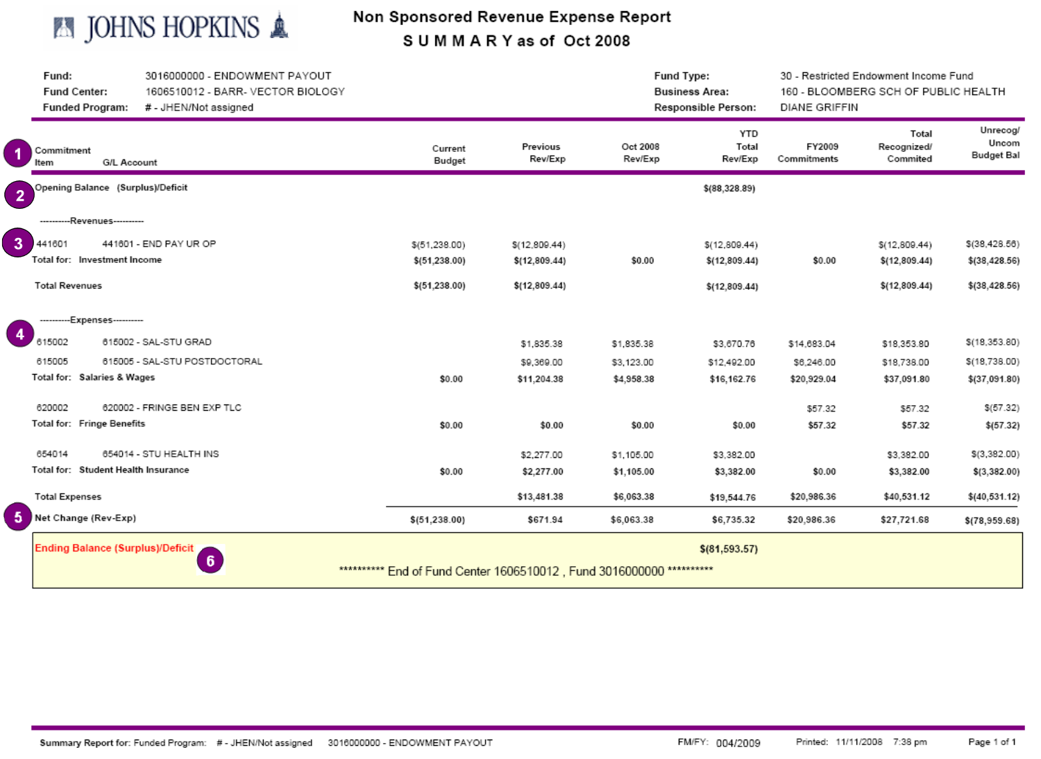JOHNS HOPKINS

# Non Sponsored Revenue Expense Report

## SUMMARY as of Oct 2008

**Fund:** 3016000000 - ENDOWMENT PAYOUT
**Fund Center:** 1606510012 - BARR- VECTOR BIOLOGY
**Funded Program:** # - JHEN/Not assigned

**Fund Type:** 30 - Restricted Endowment Income Fund
**Business Area:** 160 - BLOOMBERG SCH OF PUBLIC HEALTH
**Responsible Person:** DIANE GRIFFIN

| ① Commitment Item | G/L Account | Current Budget | Previous Rev/Exp | Oct 2008 Rev/Exp | YTD Total Rev/Exp | FY2009 Commitments | Total Recognized/ Commited | Unrecog/ Uncom Budget Bal |
|---|---|---|---|---|---|---|---|---|
| ② Opening Balance (Surplus)/Deficit | | | | | $(88,328.89) | | | |
| ----------Revenues---------- | | | | | | | | |
| ③ 441601 | 441601 - END PAY UR OP | $(51,238.00) | $(12,809.44) | | $(12,809.44) | | $(12,809.44) | $(38,428.56) |
| Total for: | Investment Income | $(51,238.00) | $(12,809.44) | $0.00 | $(12,809.44) | $0.00 | $(12,809.44) | $(38,428.56) |
| Total Revenues | | $(51,238.00) | $(12,809.44) | | $(12,809.44) | | $(12,809.44) | $(38,428.56) |
| ----------Expenses---------- | | | | | | | | |
| ④ 615002 | 615002 - SAL-STU GRAD | | $1,835.38 | $1,835.38 | $3,670.76 | $14,683.04 | $18,353.80 | $(18,353.80) |
| 615005 | 615005 - SAL-STU POSTDOCTORAL | | $9,369.00 | $3,123.00 | $12,492.00 | $6,246.00 | $18,738.00 | $(18,738.00) |
| Total for: | Salaries & Wages | $0.00 | $11,204.38 | $4,958.38 | $16,162.76 | $20,929.04 | $37,091.80 | $(37,091.80) |
| 620002 | 620002 - FRINGE BEN EXP TLC | | | | | $57.32 | $57.32 | $(57.32) |
| Total for: | Fringe Benefits | $0.00 | $0.00 | $0.00 | $0.00 | $57.32 | $57.32 | $(57.32) |
| 654014 | 654014 - STU HEALTH INS | | $2,277.00 | $1,105.00 | $3,382.00 | | $3,382.00 | $(3,382.00) |
| Total for: | Student Health Insurance | $0.00 | $2,277.00 | $1,105.00 | $3,382.00 | $0.00 | $3,382.00 | $(3,382.00) |
| Total Expenses | | | $13,481.38 | $6,063.38 | $19,544.76 | $20,986.36 | $40,531.12 | $(40,531.12) |
| ⑤ Net Change (Rev-Exp) | | $(51,238.00) | $671.94 | $6,063.38 | $6,735.32 | $20,986.36 | $27,721.68 | $(78,959.68) |
| **Ending Balance (Surplus)/Deficit** ⑥ | | | | | $(81,593.57) | | | |

********** End of Fund Center 1606510012 , Fund 3016000000 **********

Summary Report for: Funded Program: # - JHEN/Not assigned 3016000000 - ENDOWMENT PAYOUT FM/FY: 004/2009 Printed: 11/11/2008 7:38 pm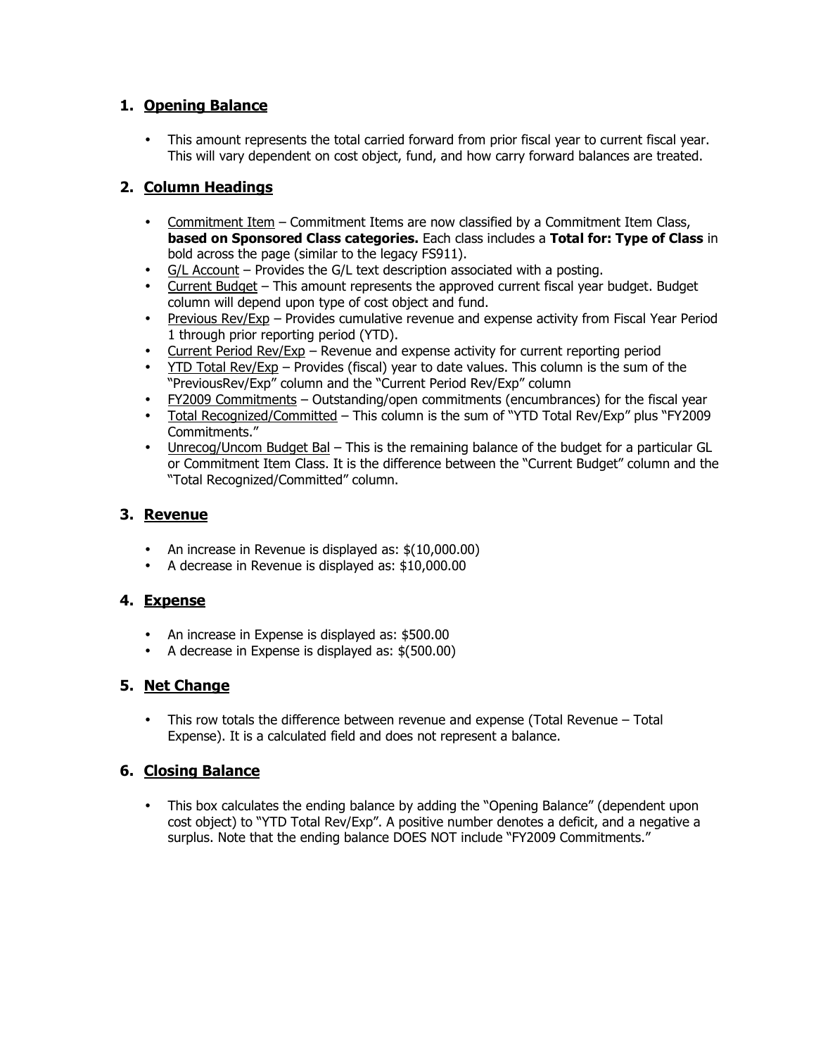## 1. <u>Opening Balance</u>

- This amount represents the total carried forward from prior fiscal year to current fiscal year. This will vary dependent on cost object, fund, and how carry forward balances are treated.

## 2. <u>Column Headings</u>

- <u>Commitment Item</u> – Commitment Items are now classified by a Commitment Item Class, **based on Sponsored Class categories.** Each class includes a **Total for: Type of Class** in bold across the page (similar to the legacy FS911).
- <u>G/L Account</u> – Provides the G/L text description associated with a posting.
- <u>Current Budget</u> – This amount represents the approved current fiscal year budget. Budget column will depend upon type of cost object and fund.
- <u>Previous Rev/Exp</u> – Provides cumulative revenue and expense activity from Fiscal Year Period 1 through prior reporting period (YTD).
- <u>Current Period Rev/Exp</u> – Revenue and expense activity for current reporting period
- <u>YTD Total Rev/Exp</u> – Provides (fiscal) year to date values. This column is the sum of the "PreviousRev/Exp" column and the "Current Period Rev/Exp" column
- <u>FY2009 Commitments</u> – Outstanding/open commitments (encumbrances) for the fiscal year
- <u>Total Recognized/Committed</u> – This column is the sum of "YTD Total Rev/Exp" plus "FY2009 Commitments."
- <u>Unrecog/Uncom Budget Bal</u> – This is the remaining balance of the budget for a particular GL or Commitment Item Class. It is the difference between the "Current Budget" column and the "Total Recognized/Committed" column.

## 3. <u>Revenue</u>

- An increase in Revenue is displayed as: $(10,000.00)
- A decrease in Revenue is displayed as: $10,000.00

## 4. <u>Expense</u>

- An increase in Expense is displayed as: $500.00
- A decrease in Expense is displayed as: $(500.00)

## 5. <u>Net Change</u>

- This row totals the difference between revenue and expense (Total Revenue – Total Expense). It is a calculated field and does not represent a balance.

## 6. <u>Closing Balance</u>

- This box calculates the ending balance by adding the "Opening Balance" (dependent upon cost object) to "YTD Total Rev/Exp". A positive number denotes a deficit, and a negative a surplus. Note that the ending balance DOES NOT include "FY2009 Commitments."